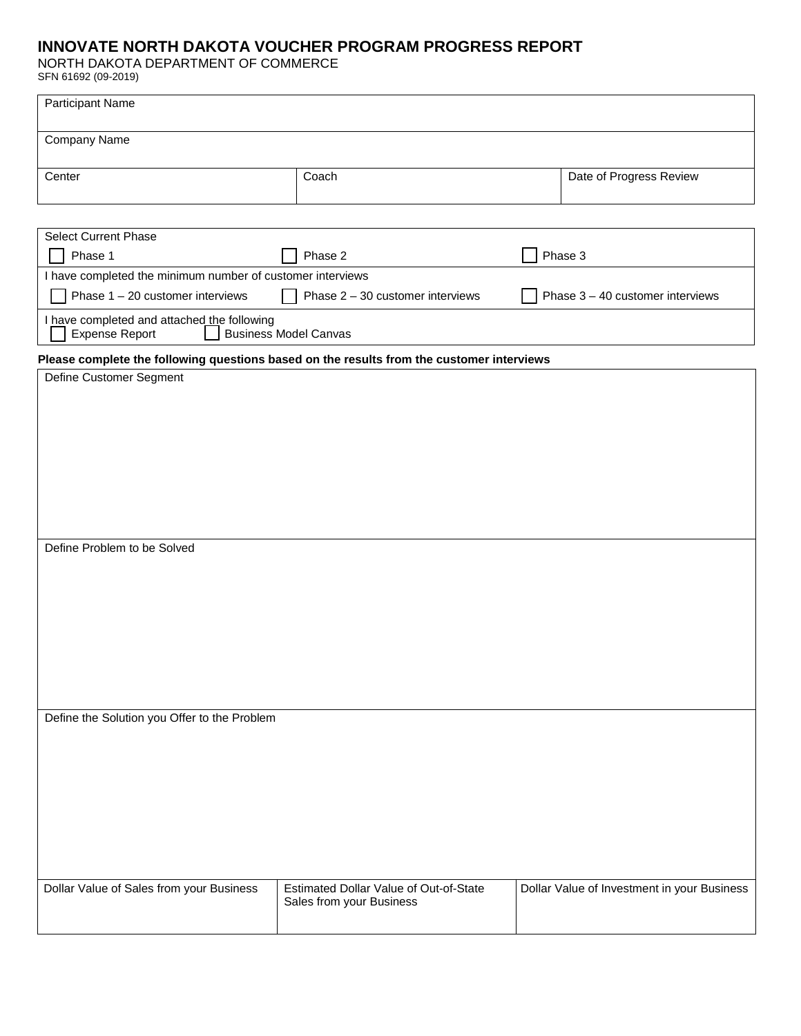# INNOVATE NORTH DAKOTA VOUCHER PROGRAM PROGRESS REPORT

NORTH DAKOTA DEPARTMENT OF COMMERCE

SFN 61692 (09-2019)

| Participant Name | | |
|---|---|---|
| Company Name | | |
| Center | Coach | Date of Progress Review |

| Select Current Phase | | |
|---|---|---|
| ☐ Phase 1 | ☐ Phase 2 | ☐ Phase 3 |
| I have completed the minimum number of customer interviews | | |
| ☐ Phase 1 – 20 customer interviews | ☐ Phase 2 – 30 customer interviews | ☐ Phase 3 – 40 customer interviews |
| I have completed and attached the following ☐ Expense Report ☐ Business Model Canvas | | |

**Please complete the following questions based on the results from the customer interviews**

Define Customer Segment

Define Problem to be Solved

Define the Solution you Offer to the Problem

| Dollar Value of Sales from your Business | Estimated Dollar Value of Out-of-State Sales from your Business | Dollar Value of Investment in your Business |
|---|---|---|
| | | |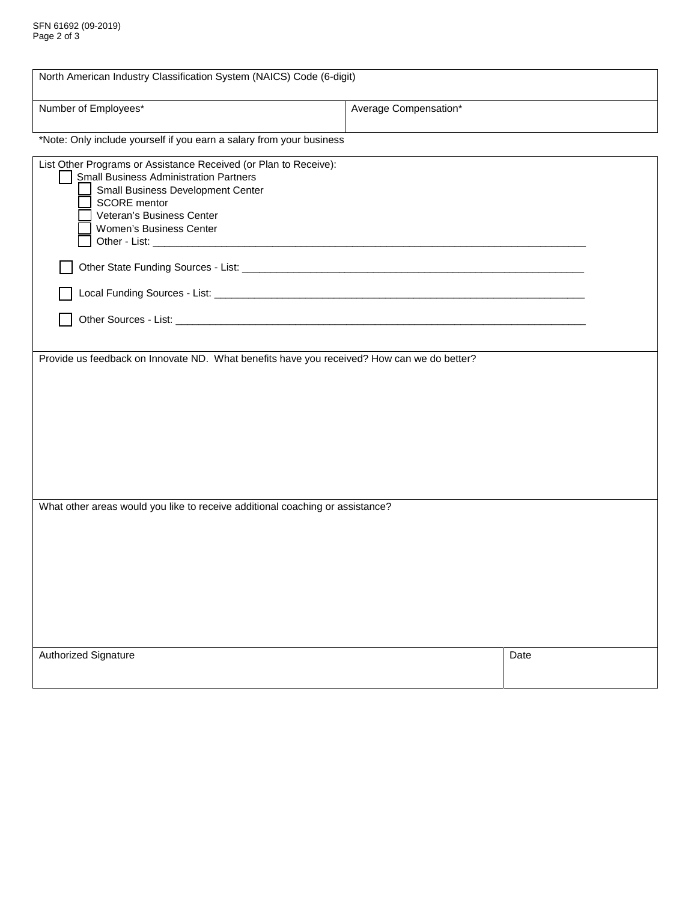| North American Industry Classification System (NAICS) Code (6-digit) | |
|---|---|
| Number of Employees* | Average Compensation* |

*Note: Only include yourself if you earn a salary from your business

List Other Programs or Assistance Received (or Plan to Receive):

- ☐ Small Business Administration Partners
  - ☐ Small Business Development Center
  - ☐ SCORE mentor
  - ☐ Veteran's Business Center
  - ☐ Women's Business Center
  - ☐ Other - List: ____________________
- ☐ Other State Funding Sources - List: ____________________
- ☐ Local Funding Sources - List: ____________________
- ☐ Other Sources - List: ____________________

Provide us feedback on Innovate ND. What benefits have you received? How can we do better?

What other areas would you like to receive additional coaching or assistance?

| Authorized Signature | Date |
|---|---|
| | |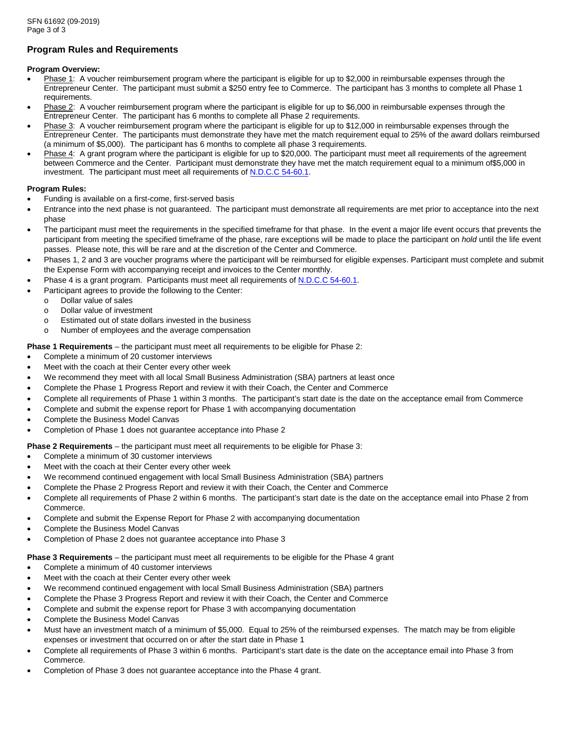## Program Rules and Requirements

**Program Overview:**

- Phase 1: A voucher reimbursement program where the participant is eligible for up to $2,000 in reimbursable expenses through the Entrepreneur Center. The participant must submit a $250 entry fee to Commerce. The participant has 3 months to complete all Phase 1 requirements.
- Phase 2: A voucher reimbursement program where the participant is eligible for up to $6,000 in reimbursable expenses through the Entrepreneur Center. The participant has 6 months to complete all Phase 2 requirements.
- Phase 3: A voucher reimbursement program where the participant is eligible for up to $12,000 in reimbursable expenses through the Entrepreneur Center. The participants must demonstrate they have met the match requirement equal to 25% of the award dollars reimbursed (a minimum of $5,000). The participant has 6 months to complete all phase 3 requirements.
- Phase 4: A grant program where the participant is eligible for up to $20,000. The participant must meet all requirements of the agreement between Commerce and the Center. Participant must demonstrate they have met the match requirement equal to a minimum of$5,000 in investment. The participant must meet all requirements of N.D.C.C 54-60.1.

**Program Rules:**

- Funding is available on a first-come, first-served basis
- Entrance into the next phase is not guaranteed. The participant must demonstrate all requirements are met prior to acceptance into the next phase
- The participant must meet the requirements in the specified timeframe for that phase. In the event a major life event occurs that prevents the participant from meeting the specified timeframe of the phase, rare exceptions will be made to place the participant on *hold* until the life event passes. Please note, this will be rare and at the discretion of the Center and Commerce.
- Phases 1, 2 and 3 are voucher programs where the participant will be reimbursed for eligible expenses. Participant must complete and submit the Expense Form with accompanying receipt and invoices to the Center monthly.
- Phase 4 is a grant program. Participants must meet all requirements of N.D.C.C 54-60.1.
- Participant agrees to provide the following to the Center:
  - Dollar value of sales
  - Dollar value of investment
  - Estimated out of state dollars invested in the business
  - Number of employees and the average compensation

**Phase 1 Requirements** – the participant must meet all requirements to be eligible for Phase 2:

- Complete a minimum of 20 customer interviews
- Meet with the coach at their Center every other week
- We recommend they meet with all local Small Business Administration (SBA) partners at least once
- Complete the Phase 1 Progress Report and review it with their Coach, the Center and Commerce
- Complete all requirements of Phase 1 within 3 months. The participant's start date is the date on the acceptance email from Commerce
- Complete and submit the expense report for Phase 1 with accompanying documentation
- Complete the Business Model Canvas
- Completion of Phase 1 does not guarantee acceptance into Phase 2

**Phase 2 Requirements** – the participant must meet all requirements to be eligible for Phase 3:

- Complete a minimum of 30 customer interviews
- Meet with the coach at their Center every other week
- We recommend continued engagement with local Small Business Administration (SBA) partners
- Complete the Phase 2 Progress Report and review it with their Coach, the Center and Commerce
- Complete all requirements of Phase 2 within 6 months. The participant's start date is the date on the acceptance email into Phase 2 from Commerce.
- Complete and submit the Expense Report for Phase 2 with accompanying documentation
- Complete the Business Model Canvas
- Completion of Phase 2 does not guarantee acceptance into Phase 3

**Phase 3 Requirements** – the participant must meet all requirements to be eligible for the Phase 4 grant

- Complete a minimum of 40 customer interviews
- Meet with the coach at their Center every other week
- We recommend continued engagement with local Small Business Administration (SBA) partners
- Complete the Phase 3 Progress Report and review it with their Coach, the Center and Commerce
- Complete and submit the expense report for Phase 3 with accompanying documentation
- Complete the Business Model Canvas
- Must have an investment match of a minimum of $5,000. Equal to 25% of the reimbursed expenses. The match may be from eligible expenses or investment that occurred on or after the start date in Phase 1
- Complete all requirements of Phase 3 within 6 months. Participant's start date is the date on the acceptance email into Phase 3 from Commerce.
- Completion of Phase 3 does not guarantee acceptance into the Phase 4 grant.